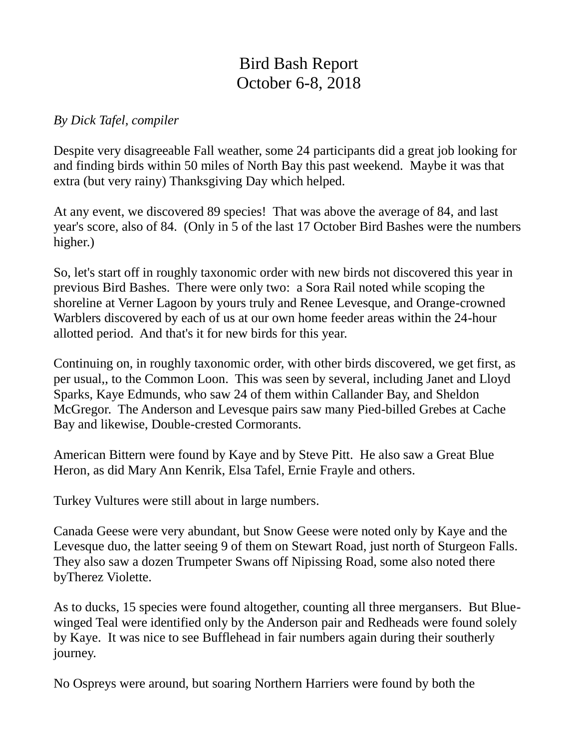# Bird Bash Report
# October 6-8, 2018

*By Dick Tafel, compiler*

Despite very disagreeable Fall weather, some 24 participants did a great job looking for and finding birds within 50 miles of North Bay this past weekend. Maybe it was that extra (but very rainy) Thanksgiving Day which helped.

At any event, we discovered 89 species! That was above the average of 84, and last year's score, also of 84. (Only in 5 of the last 17 October Bird Bashes were the numbers higher.)

So, let's start off in roughly taxonomic order with new birds not discovered this year in previous Bird Bashes. There were only two: a Sora Rail noted while scoping the shoreline at Verner Lagoon by yours truly and Renee Levesque, and Orange-crowned Warblers discovered by each of us at our own home feeder areas within the 24-hour allotted period. And that's it for new birds for this year.

Continuing on, in roughly taxonomic order, with other birds discovered, we get first, as per usual,, to the Common Loon. This was seen by several, including Janet and Lloyd Sparks, Kaye Edmunds, who saw 24 of them within Callander Bay, and Sheldon McGregor. The Anderson and Levesque pairs saw many Pied-billed Grebes at Cache Bay and likewise, Double-crested Cormorants.

American Bittern were found by Kaye and by Steve Pitt. He also saw a Great Blue Heron, as did Mary Ann Kenrik, Elsa Tafel, Ernie Frayle and others.

Turkey Vultures were still about in large numbers.

Canada Geese were very abundant, but Snow Geese were noted only by Kaye and the Levesque duo, the latter seeing 9 of them on Stewart Road, just north of Sturgeon Falls. They also saw a dozen Trumpeter Swans off Nipissing Road, some also noted there byTherez Violette.

As to ducks, 15 species were found altogether, counting all three mergansers. But Blue-winged Teal were identified only by the Anderson pair and Redheads were found solely by Kaye. It was nice to see Bufflehead in fair numbers again during their southerly journey.

No Ospreys were around, but soaring Northern Harriers were found by both the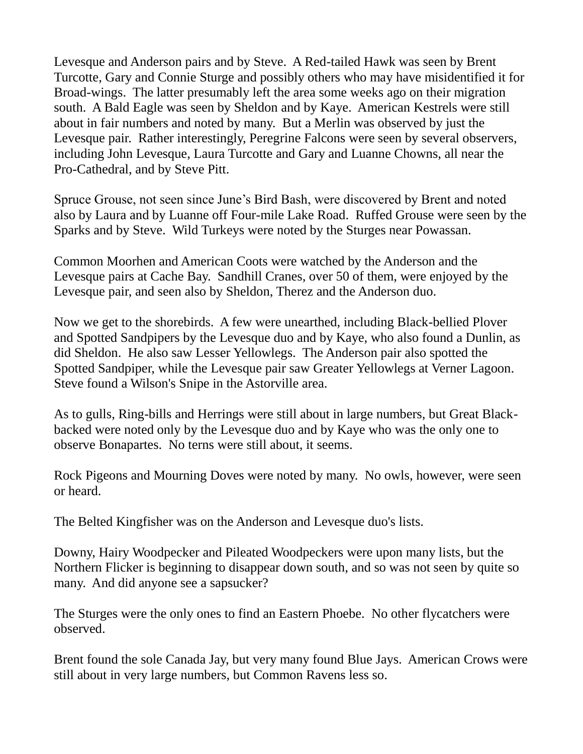Levesque and Anderson pairs and by Steve. A Red-tailed Hawk was seen by Brent Turcotte, Gary and Connie Sturge and possibly others who may have misidentified it for Broad-wings. The latter presumably left the area some weeks ago on their migration south. A Bald Eagle was seen by Sheldon and by Kaye. American Kestrels were still about in fair numbers and noted by many. But a Merlin was observed by just the Levesque pair. Rather interestingly, Peregrine Falcons were seen by several observers, including John Levesque, Laura Turcotte and Gary and Luanne Chowns, all near the Pro-Cathedral, and by Steve Pitt.

Spruce Grouse, not seen since June's Bird Bash, were discovered by Brent and noted also by Laura and by Luanne off Four-mile Lake Road. Ruffed Grouse were seen by the Sparks and by Steve. Wild Turkeys were noted by the Sturges near Powassan.

Common Moorhen and American Coots were watched by the Anderson and the Levesque pairs at Cache Bay. Sandhill Cranes, over 50 of them, were enjoyed by the Levesque pair, and seen also by Sheldon, Therez and the Anderson duo.

Now we get to the shorebirds. A few were unearthed, including Black-bellied Plover and Spotted Sandpipers by the Levesque duo and by Kaye, who also found a Dunlin, as did Sheldon. He also saw Lesser Yellowlegs. The Anderson pair also spotted the Spotted Sandpiper, while the Levesque pair saw Greater Yellowlegs at Verner Lagoon. Steve found a Wilson's Snipe in the Astorville area.

As to gulls, Ring-bills and Herrings were still about in large numbers, but Great Black-backed were noted only by the Levesque duo and by Kaye who was the only one to observe Bonapartes. No terns were still about, it seems.

Rock Pigeons and Mourning Doves were noted by many. No owls, however, were seen or heard.

The Belted Kingfisher was on the Anderson and Levesque duo's lists.

Downy, Hairy Woodpecker and Pileated Woodpeckers were upon many lists, but the Northern Flicker is beginning to disappear down south, and so was not seen by quite so many. And did anyone see a sapsucker?

The Sturges were the only ones to find an Eastern Phoebe. No other flycatchers were observed.

Brent found the sole Canada Jay, but very many found Blue Jays. American Crows were still about in very large numbers, but Common Ravens less so.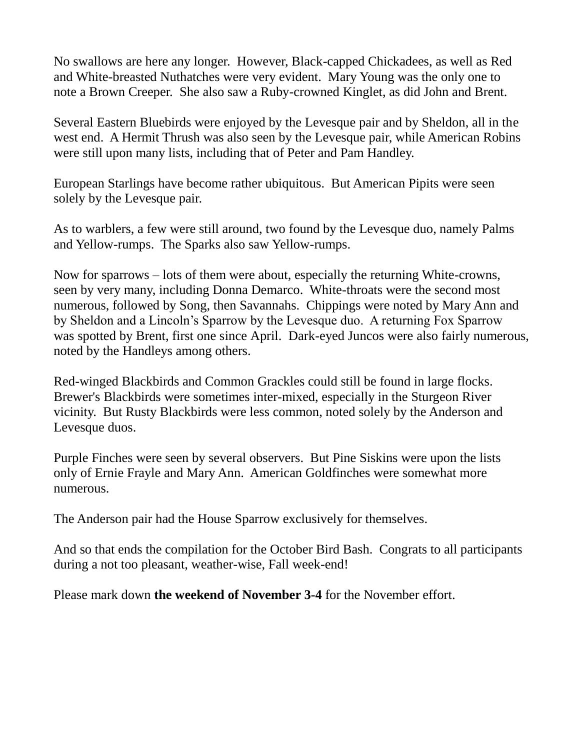No swallows are here any longer. However, Black-capped Chickadees, as well as Red and White-breasted Nuthatches were very evident. Mary Young was the only one to note a Brown Creeper. She also saw a Ruby-crowned Kinglet, as did John and Brent.

Several Eastern Bluebirds were enjoyed by the Levesque pair and by Sheldon, all in the west end. A Hermit Thrush was also seen by the Levesque pair, while American Robins were still upon many lists, including that of Peter and Pam Handley.

European Starlings have become rather ubiquitous. But American Pipits were seen solely by the Levesque pair.

As to warblers, a few were still around, two found by the Levesque duo, namely Palms and Yellow-rumps. The Sparks also saw Yellow-rumps.

Now for sparrows – lots of them were about, especially the returning White-crowns, seen by very many, including Donna Demarco. White-throats were the second most numerous, followed by Song, then Savannahs. Chippings were noted by Mary Ann and by Sheldon and a Lincoln’s Sparrow by the Levesque duo. A returning Fox Sparrow was spotted by Brent, first one since April. Dark-eyed Juncos were also fairly numerous, noted by the Handleys among others.

Red-winged Blackbirds and Common Grackles could still be found in large flocks. Brewer's Blackbirds were sometimes inter-mixed, especially in the Sturgeon River vicinity. But Rusty Blackbirds were less common, noted solely by the Anderson and Levesque duos.

Purple Finches were seen by several observers. But Pine Siskins were upon the lists only of Ernie Frayle and Mary Ann. American Goldfinches were somewhat more numerous.

The Anderson pair had the House Sparrow exclusively for themselves.

And so that ends the compilation for the October Bird Bash. Congrats to all participants during a not too pleasant, weather-wise, Fall week-end!

Please mark down **the weekend of November 3-4** for the November effort.